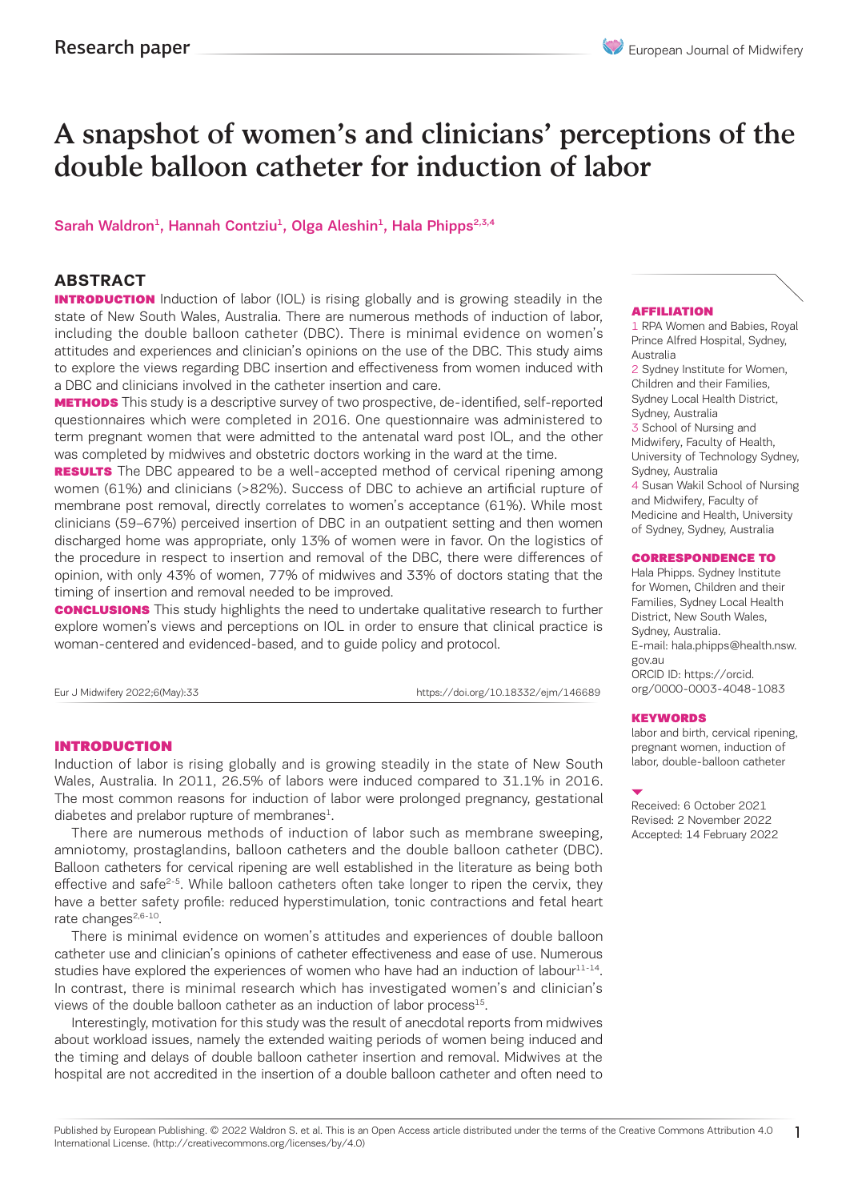# A snapshot of women's and clinicians' perceptions of the double balloon catheter for induction of labor

Sarah Waldron[1], Hannah Contziu[1], Olga Aleshin[1], Hala Phipps[2,3,4]

## ABSTRACT

**INTRODUCTION** Induction of labor (IOL) is rising globally and is growing steadily in the state of New South Wales, Australia. There are numerous methods of induction of labor, including the double balloon catheter (DBC). There is minimal evidence on women's attitudes and experiences and clinician's opinions on the use of the DBC. This study aims to explore the views regarding DBC insertion and effectiveness from women induced with a DBC and clinicians involved in the catheter insertion and care.

**METHODS** This study is a descriptive survey of two prospective, de-identified, self-reported questionnaires which were completed in 2016. One questionnaire was administered to term pregnant women that were admitted to the antenatal ward post IOL, and the other was completed by midwives and obstetric doctors working in the ward at the time.

**RESULTS** The DBC appeared to be a well-accepted method of cervical ripening among women (61%) and clinicians (>82%). Success of DBC to achieve an artificial rupture of membrane post removal, directly correlates to women's acceptance (61%). While most clinicians (59–67%) perceived insertion of DBC in an outpatient setting and then women discharged home was appropriate, only 13% of women were in favor. On the logistics of the procedure in respect to insertion and removal of the DBC, there were differences of opinion, with only 43% of women, 77% of midwives and 33% of doctors stating that the timing of insertion and removal needed to be improved.

**CONCLUSIONS** This study highlights the need to undertake qualitative research to further explore women's views and perceptions on IOL in order to ensure that clinical practice is woman-centered and evidenced-based, and to guide policy and protocol.

Eur J Midwifery 2022;6(May):33 https://doi.org/10.18332/ejm/146689

**AFFILIATION**

1 RPA Women and Babies, Royal Prince Alfred Hospital, Sydney, Australia
2 Sydney Institute for Women, Children and their Families, Sydney Local Health District, Sydney, Australia
3 School of Nursing and Midwifery, Faculty of Health, University of Technology Sydney, Sydney, Australia
4 Susan Wakil School of Nursing and Midwifery, Faculty of Medicine and Health, University of Sydney, Sydney, Australia

**CORRESPONDENCE TO**

Hala Phipps. Sydney Institute for Women, Children and their Families, Sydney Local Health District, New South Wales, Sydney, Australia.
E-mail: hala.phipps@health.nsw.gov.au
ORCID ID: https://orcid.org/0000-0003-4048-1083

**KEYWORDS**

labor and birth, cervical ripening, pregnant women, induction of labor, double-balloon catheter

Received: 6 October 2021
Revised: 2 November 2022
Accepted: 14 February 2022

## INTRODUCTION

Induction of labor is rising globally and is growing steadily in the state of New South Wales, Australia. In 2011, 26.5% of labors were induced compared to 31.1% in 2016. The most common reasons for induction of labor were prolonged pregnancy, gestational diabetes and prelabor rupture of membranes[1].

There are numerous methods of induction of labor such as membrane sweeping, amniotomy, prostaglandins, balloon catheters and the double balloon catheter (DBC). Balloon catheters for cervical ripening are well established in the literature as being both effective and safe[2-5]. While balloon catheters often take longer to ripen the cervix, they have a better safety profile: reduced hyperstimulation, tonic contractions and fetal heart rate changes[2,6-10].

There is minimal evidence on women's attitudes and experiences of double balloon catheter use and clinician's opinions of catheter effectiveness and ease of use. Numerous studies have explored the experiences of women who have had an induction of labour[11-14]. In contrast, there is minimal research which has investigated women's and clinician's views of the double balloon catheter as an induction of labor process[15].

Interestingly, motivation for this study was the result of anecdotal reports from midwives about workload issues, namely the extended waiting periods of women being induced and the timing and delays of double balloon catheter insertion and removal. Midwives at the hospital are not accredited in the insertion of a double balloon catheter and often need to

Published by European Publishing. © 2022 Waldron S. et al. This is an Open Access article distributed under the terms of the Creative Commons Attribution 4.0 International License. (http://creativecommons.org/licenses/by/4.0)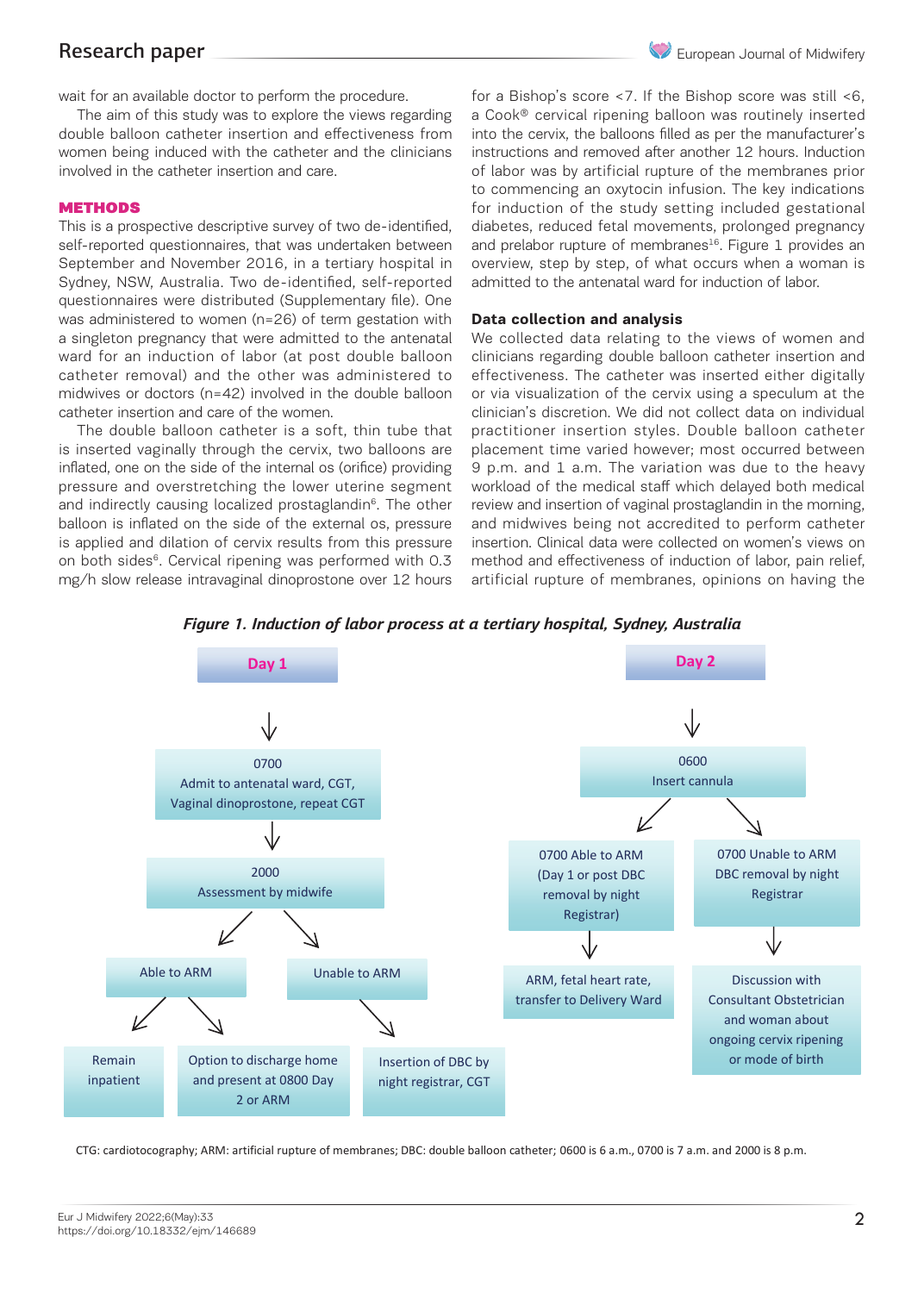wait for an available doctor to perform the procedure.

The aim of this study was to explore the views regarding double balloon catheter insertion and effectiveness from women being induced with the catheter and the clinicians involved in the catheter insertion and care.

## METHODS

This is a prospective descriptive survey of two de-identified, self-reported questionnaires, that was undertaken between September and November 2016, in a tertiary hospital in Sydney, NSW, Australia. Two de-identified, self-reported questionnaires were distributed (Supplementary file). One was administered to women (n=26) of term gestation with a singleton pregnancy that were admitted to the antenatal ward for an induction of labor (at post double balloon catheter removal) and the other was administered to midwives or doctors (n=42) involved in the double balloon catheter insertion and care of the women.

The double balloon catheter is a soft, thin tube that is inserted vaginally through the cervix, two balloons are inflated, one on the side of the internal os (orifice) providing pressure and overstretching the lower uterine segment and indirectly causing localized prostaglandin[6]. The other balloon is inflated on the side of the external os, pressure is applied and dilation of cervix results from this pressure on both sides[6]. Cervical ripening was performed with 0.3 mg/h slow release intravaginal dinoprostone over 12 hours for a Bishop's score <7. If the Bishop score was still <6, a Cook® cervical ripening balloon was routinely inserted into the cervix, the balloons filled as per the manufacturer's instructions and removed after another 12 hours. Induction of labor was by artificial rupture of the membranes prior to commencing an oxytocin infusion. The key indications for induction of the study setting included gestational diabetes, reduced fetal movements, prolonged pregnancy and prelabor rupture of membranes[16]. Figure 1 provides an overview, step by step, of what occurs when a woman is admitted to the antenatal ward for induction of labor.

### Data collection and analysis

We collected data relating to the views of women and clinicians regarding double balloon catheter insertion and effectiveness. The catheter was inserted either digitally or via visualization of the cervix using a speculum at the clinician's discretion. We did not collect data on individual practitioner insertion styles. Double balloon catheter placement time varied however; most occurred between 9 p.m. and 1 a.m. The variation was due to the heavy workload of the medical staff which delayed both medical review and insertion of vaginal prostaglandin in the morning, and midwives being not accredited to perform catheter insertion. Clinical data were collected on women's views on method and effectiveness of induction of labor, pain relief, artificial rupture of membranes, opinions on having the

*Figure 1. Induction of labor process at a tertiary hospital, Sydney, Australia*

**Day 1**

- 0700 — Admit to antenatal ward, CGT, Vaginal dinoprostone, repeat CGT
- 2000 — Assessment by midwife
  - Able to ARM
    - Remain inpatient
    - Option to discharge home and present at 0800 Day 2 or ARM
  - Unable to ARM
    - Insertion of DBC by night registrar, CGT

**Day 2**

- 0600 — Insert cannula
  - 0700 Able to ARM (Day 1 or post DBC removal by night Registrar)
    - ARM, fetal heart rate, transfer to Delivery Ward
  - 0700 Unable to ARM DBC removal by night Registrar
    - Discussion with Consultant Obstetrician and woman about ongoing cervix ripening or mode of birth

CTG: cardiotocography; ARM: artificial rupture of membranes; DBC: double balloon catheter; 0600 is 6 a.m., 0700 is 7 a.m. and 2000 is 8 p.m.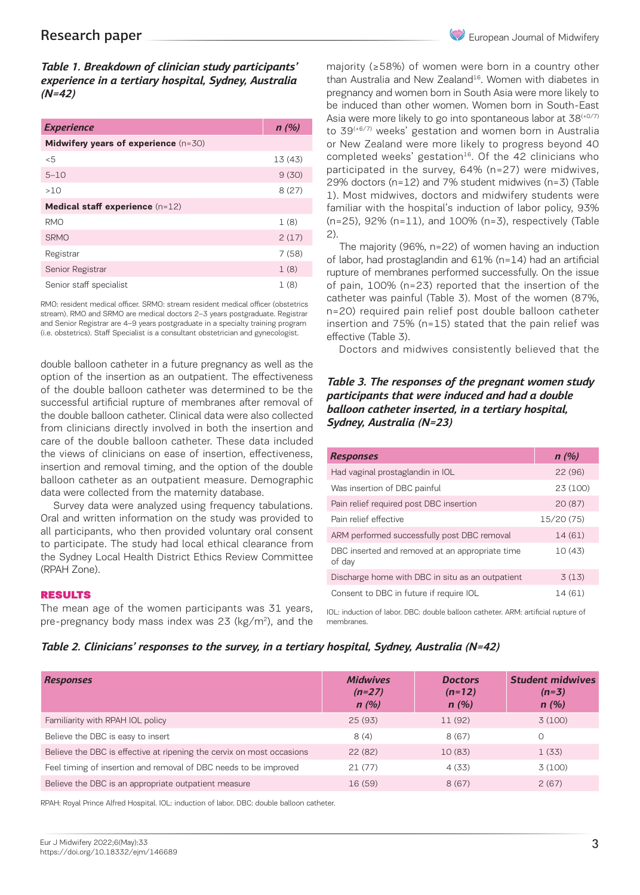*Table 1. Breakdown of clinician study participants' experience in a tertiary hospital, Sydney, Australia (N=42)*

| *Experience* | *n (%)* |
|---|---|
| **Midwifery years of experience** (n=30) | |
| <5 | 13 (43) |
| 5–10 | 9 (30) |
| >10 | 8 (27) |
| **Medical staff experience** (n=12) | |
| RMO | 1 (8) |
| SRMO | 2 (17) |
| Registrar | 7 (58) |
| Senior Registrar | 1 (8) |
| Senior staff specialist | 1 (8) |

RMO: resident medical officer. SRMO: stream resident medical officer (obstetrics stream). RMO and SRMO are medical doctors 2–3 years postgraduate. Registrar and Senior Registrar are 4–9 years postgraduate in a specialty training program (i.e. obstetrics). Staff Specialist is a consultant obstetrician and gynecologist.

double balloon catheter in a future pregnancy as well as the option of the insertion as an outpatient. The effectiveness of the double balloon catheter was determined to be the successful artificial rupture of membranes after removal of the double balloon catheter. Clinical data were also collected from clinicians directly involved in both the insertion and care of the double balloon catheter. These data included the views of clinicians on ease of insertion, effectiveness, insertion and removal timing, and the option of the double balloon catheter as an outpatient measure. Demographic data were collected from the maternity database.

Survey data were analyzed using frequency tabulations. Oral and written information on the study was provided to all participants, who then provided voluntary oral consent to participate. The study had local ethical clearance from the Sydney Local Health District Ethics Review Committee (RPAH Zone).

## RESULTS

The mean age of the women participants was 31 years, pre-pregnancy body mass index was 23 (kg/m$^2$), and the majority (≥58%) of women were born in a country other than Australia and New Zealand[16]. Women with diabetes in pregnancy and women born in South Asia were more likely to be induced than other women. Women born in South-East Asia were more likely to go into spontaneous labor at 38$^{(+0/7)}$ to 39$^{(+6/7)}$ weeks' gestation and women born in Australia or New Zealand were more likely to progress beyond 40 completed weeks' gestation[16]. Of the 42 clinicians who participated in the survey, 64% (n=27) were midwives, 29% doctors (n=12) and 7% student midwives (n=3) (Table 1). Most midwives, doctors and midwifery students were familiar with the hospital's induction of labor policy, 93% (n=25), 92% (n=11), and 100% (n=3), respectively (Table 2).

The majority (96%, n=22) of women having an induction of labor, had prostaglandin and 61% (n=14) had an artificial rupture of membranes performed successfully. On the issue of pain, 100% (n=23) reported that the insertion of the catheter was painful (Table 3). Most of the women (87%, n=20) required pain relief post double balloon catheter insertion and 75% (n=15) stated that the pain relief was effective (Table 3).

Doctors and midwives consistently believed that the

*Table 3. The responses of the pregnant women study participants that were induced and had a double balloon catheter inserted, in a tertiary hospital, Sydney, Australia (N=23)*

| *Responses* | *n (%)* |
|---|---|
| Had vaginal prostaglandin in IOL | 22 (96) |
| Was insertion of DBC painful | 23 (100) |
| Pain relief required post DBC insertion | 20 (87) |
| Pain relief effective | 15/20 (75) |
| ARM performed successfully post DBC removal | 14 (61) |
| DBC inserted and removed at an appropriate time of day | 10 (43) |
| Discharge home with DBC in situ as an outpatient | 3 (13) |
| Consent to DBC in future if require IOL | 14 (61) |

IOL: induction of labor. DBC: double balloon catheter. ARM: artificial rupture of membranes.

*Table 2. Clinicians' responses to the survey, in a tertiary hospital, Sydney, Australia (N=42)*

| *Responses* | *Midwives (n=27) n (%)* | *Doctors (n=12) n (%)* | *Student midwives (n=3) n (%)* |
|---|---|---|---|
| Familiarity with RPAH IOL policy | 25 (93) | 11 (92) | 3 (100) |
| Believe the DBC is easy to insert | 8 (4) | 8 (67) | 0 |
| Believe the DBC is effective at ripening the cervix on most occasions | 22 (82) | 10 (83) | 1 (33) |
| Feel timing of insertion and removal of DBC needs to be improved | 21 (77) | 4 (33) | 3 (100) |
| Believe the DBC is an appropriate outpatient measure | 16 (59) | 8 (67) | 2 (67) |

RPAH: Royal Prince Alfred Hospital. IOL: induction of labor. DBC: double balloon catheter.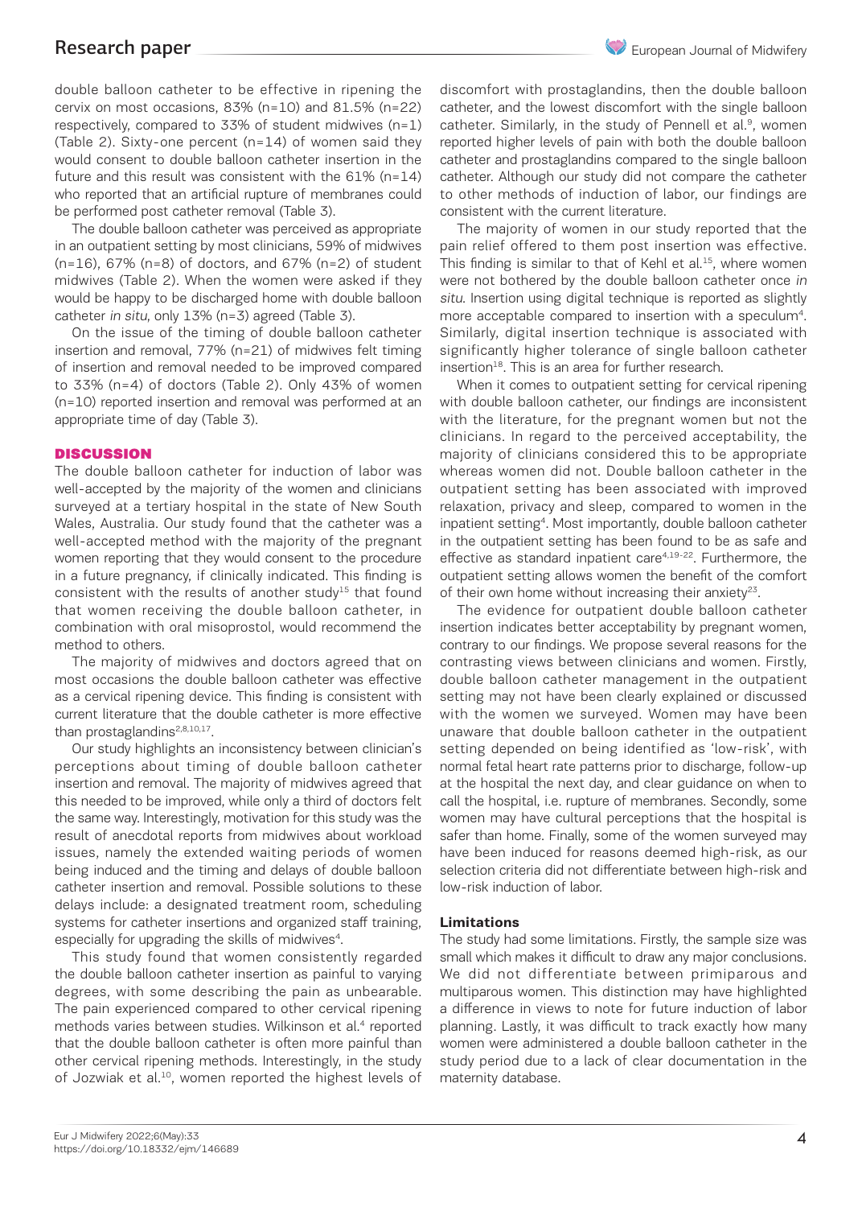double balloon catheter to be effective in ripening the cervix on most occasions, 83% (n=10) and 81.5% (n=22) respectively, compared to 33% of student midwives (n=1) (Table 2). Sixty-one percent (n=14) of women said they would consent to double balloon catheter insertion in the future and this result was consistent with the 61% (n=14) who reported that an artificial rupture of membranes could be performed post catheter removal (Table 3).

The double balloon catheter was perceived as appropriate in an outpatient setting by most clinicians, 59% of midwives (n=16), 67% (n=8) of doctors, and 67% (n=2) of student midwives (Table 2). When the women were asked if they would be happy to be discharged home with double balloon catheter *in situ*, only 13% (n=3) agreed (Table 3).

On the issue of the timing of double balloon catheter insertion and removal, 77% (n=21) of midwives felt timing of insertion and removal needed to be improved compared to 33% (n=4) of doctors (Table 2). Only 43% of women (n=10) reported insertion and removal was performed at an appropriate time of day (Table 3).

## DISCUSSION

The double balloon catheter for induction of labor was well-accepted by the majority of the women and clinicians surveyed at a tertiary hospital in the state of New South Wales, Australia. Our study found that the catheter was a well-accepted method with the majority of the pregnant women reporting that they would consent to the procedure in a future pregnancy, if clinically indicated. This finding is consistent with the results of another study[15] that found that women receiving the double balloon catheter, in combination with oral misoprostol, would recommend the method to others.

The majority of midwives and doctors agreed that on most occasions the double balloon catheter was effective as a cervical ripening device. This finding is consistent with current literature that the double catheter is more effective than prostaglandins[2,8,10,17].

Our study highlights an inconsistency between clinician's perceptions about timing of double balloon catheter insertion and removal. The majority of midwives agreed that this needed to be improved, while only a third of doctors felt the same way. Interestingly, motivation for this study was the result of anecdotal reports from midwives about workload issues, namely the extended waiting periods of women being induced and the timing and delays of double balloon catheter insertion and removal. Possible solutions to these delays include: a designated treatment room, scheduling systems for catheter insertions and organized staff training, especially for upgrading the skills of midwives[4].

This study found that women consistently regarded the double balloon catheter insertion as painful to varying degrees, with some describing the pain as unbearable. The pain experienced compared to other cervical ripening methods varies between studies. Wilkinson et al.[4] reported that the double balloon catheter is often more painful than other cervical ripening methods. Interestingly, in the study of Jozwiak et al.[10], women reported the highest levels of discomfort with prostaglandins, then the double balloon catheter, and the lowest discomfort with the single balloon catheter. Similarly, in the study of Pennell et al.[9], women reported higher levels of pain with both the double balloon catheter and prostaglandins compared to the single balloon catheter. Although our study did not compare the catheter to other methods of induction of labor, our findings are consistent with the current literature.

The majority of women in our study reported that the pain relief offered to them post insertion was effective. This finding is similar to that of Kehl et al.[15], where women were not bothered by the double balloon catheter once *in situ*. Insertion using digital technique is reported as slightly more acceptable compared to insertion with a speculum[4]. Similarly, digital insertion technique is associated with significantly higher tolerance of single balloon catheter insertion[18]. This is an area for further research.

When it comes to outpatient setting for cervical ripening with double balloon catheter, our findings are inconsistent with the literature, for the pregnant women but not the clinicians. In regard to the perceived acceptability, the majority of clinicians considered this to be appropriate whereas women did not. Double balloon catheter in the outpatient setting has been associated with improved relaxation, privacy and sleep, compared to women in the inpatient setting[4]. Most importantly, double balloon catheter in the outpatient setting has been found to be as safe and effective as standard inpatient care[4,19-22]. Furthermore, the outpatient setting allows women the benefit of the comfort of their own home without increasing their anxiety[23].

The evidence for outpatient double balloon catheter insertion indicates better acceptability by pregnant women, contrary to our findings. We propose several reasons for the contrasting views between clinicians and women. Firstly, double balloon catheter management in the outpatient setting may not have been clearly explained or discussed with the women we surveyed. Women may have been unaware that double balloon catheter in the outpatient setting depended on being identified as 'low-risk', with normal fetal heart rate patterns prior to discharge, follow-up at the hospital the next day, and clear guidance on when to call the hospital, i.e. rupture of membranes. Secondly, some women may have cultural perceptions that the hospital is safer than home. Finally, some of the women surveyed may have been induced for reasons deemed high-risk, as our selection criteria did not differentiate between high-risk and low-risk induction of labor.

### Limitations

The study had some limitations. Firstly, the sample size was small which makes it difficult to draw any major conclusions. We did not differentiate between primiparous and multiparous women. This distinction may have highlighted a difference in views to note for future induction of labor planning. Lastly, it was difficult to track exactly how many women were administered a double balloon catheter in the study period due to a lack of clear documentation in the maternity database.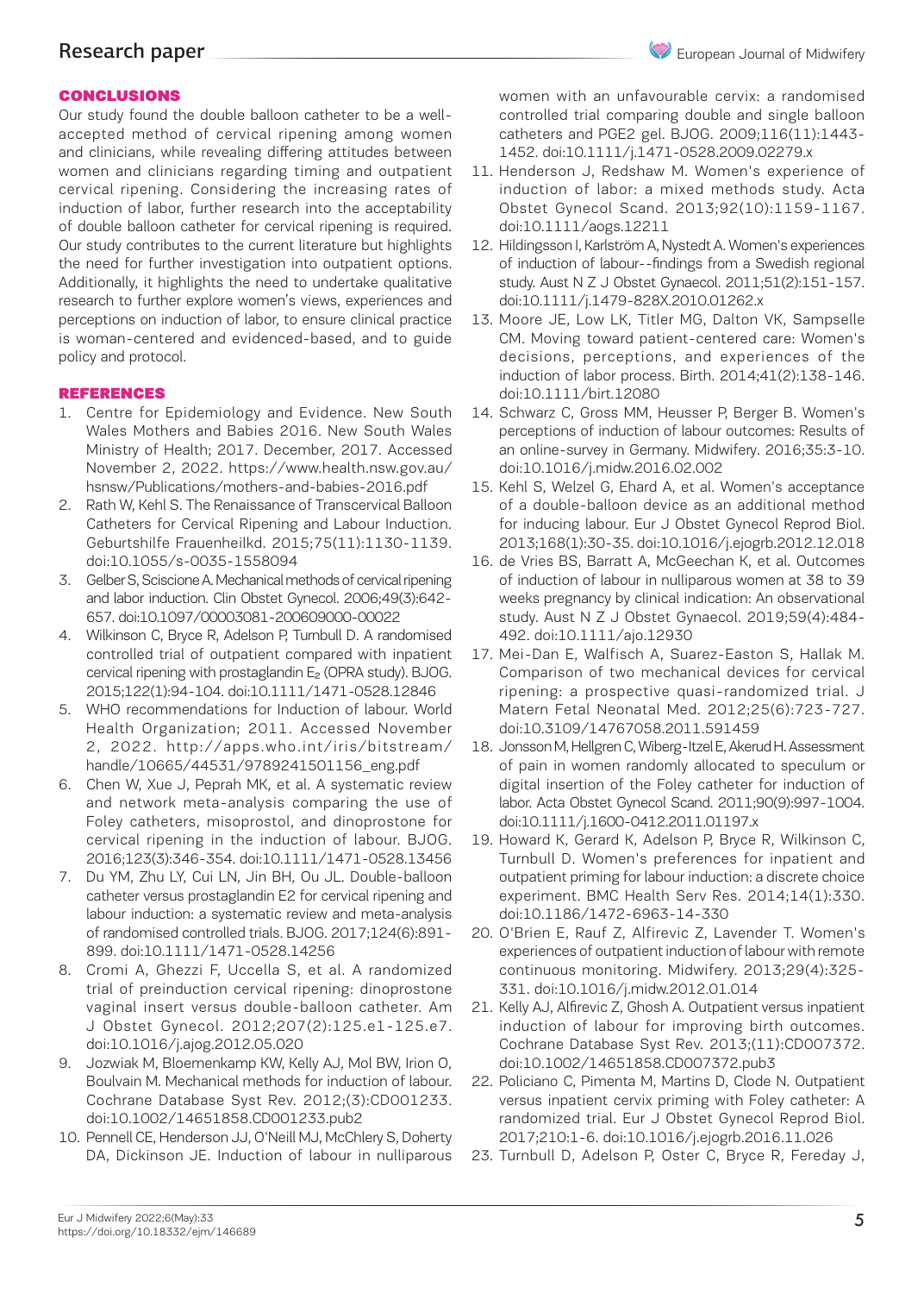## CONCLUSIONS

Our study found the double balloon catheter to be a well-accepted method of cervical ripening among women and clinicians, while revealing differing attitudes between women and clinicians regarding timing and outpatient cervical ripening. Considering the increasing rates of induction of labor, further research into the acceptability of double balloon catheter for cervical ripening is required. Our study contributes to the current literature but highlights the need for further investigation into outpatient options. Additionally, it highlights the need to undertake qualitative research to further explore women's views, experiences and perceptions on induction of labor, to ensure clinical practice is woman-centered and evidenced-based, and to guide policy and protocol.

## REFERENCES

1. Centre for Epidemiology and Evidence. New South Wales Mothers and Babies 2016. New South Wales Ministry of Health; 2017. December, 2017. Accessed November 2, 2022. https://www.health.nsw.gov.au/hsnsw/Publications/mothers-and-babies-2016.pdf
2. Rath W, Kehl S. The Renaissance of Transcervical Balloon Catheters for Cervical Ripening and Labour Induction. Geburtshilfe Frauenheilkd. 2015;75(11):1130-1139. doi:10.1055/s-0035-1558094
3. Gelber S, Sciscione A. Mechanical methods of cervical ripening and labor induction. Clin Obstet Gynecol. 2006;49(3):642-657. doi:10.1097/00003081-200609000-00022
4. Wilkinson C, Bryce R, Adelson P, Turnbull D. A randomised controlled trial of outpatient compared with inpatient cervical ripening with prostaglandin $E_2$ (OPRA study). BJOG. 2015;122(1):94-104. doi:10.1111/1471-0528.12846
5. WHO recommendations for Induction of labour. World Health Organization; 2011. Accessed November 2, 2022. http://apps.who.int/iris/bitstream/handle/10665/44531/9789241501156_eng.pdf
6. Chen W, Xue J, Peprah MK, et al. A systematic review and network meta-analysis comparing the use of Foley catheters, misoprostol, and dinoprostone for cervical ripening in the induction of labour. BJOG. 2016;123(3):346-354. doi:10.1111/1471-0528.13456
7. Du YM, Zhu LY, Cui LN, Jin BH, Ou JL. Double-balloon catheter versus prostaglandin E2 for cervical ripening and labour induction: a systematic review and meta-analysis of randomised controlled trials. BJOG. 2017;124(6):891-899. doi:10.1111/1471-0528.14256
8. Cromi A, Ghezzi F, Uccella S, et al. A randomized trial of preinduction cervical ripening: dinoprostone vaginal insert versus double-balloon catheter. Am J Obstet Gynecol. 2012;207(2):125.e1-125.e7. doi:10.1016/j.ajog.2012.05.020
9. Jozwiak M, Bloemenkamp KW, Kelly AJ, Mol BW, Irion O, Boulvain M. Mechanical methods for induction of labour. Cochrane Database Syst Rev. 2012;(3):CD001233. doi:10.1002/14651858.CD001233.pub2
10. Pennell CE, Henderson JJ, O'Neill MJ, McChlery S, Doherty DA, Dickinson JE. Induction of labour in nulliparous women with an unfavourable cervix: a randomised controlled trial comparing double and single balloon catheters and PGE2 gel. BJOG. 2009;116(11):1443-1452. doi:10.1111/j.1471-0528.2009.02279.x
11. Henderson J, Redshaw M. Women's experience of induction of labor: a mixed methods study. Acta Obstet Gynecol Scand. 2013;92(10):1159-1167. doi:10.1111/aogs.12211
12. Hildingsson I, Karlström A, Nystedt A. Women's experiences of induction of labour--findings from a Swedish regional study. Aust N Z J Obstet Gynaecol. 2011;51(2):151-157. doi:10.1111/j.1479-828X.2010.01262.x
13. Moore JE, Low LK, Titler MG, Dalton VK, Sampselle CM. Moving toward patient-centered care: Women's decisions, perceptions, and experiences of the induction of labor process. Birth. 2014;41(2):138-146. doi:10.1111/birt.12080
14. Schwarz C, Gross MM, Heusser P, Berger B. Women's perceptions of induction of labour outcomes: Results of an online-survey in Germany. Midwifery. 2016;35:3-10. doi:10.1016/j.midw.2016.02.002
15. Kehl S, Welzel G, Ehard A, et al. Women's acceptance of a double-balloon device as an additional method for inducing labour. Eur J Obstet Gynecol Reprod Biol. 2013;168(1):30-35. doi:10.1016/j.ejogrb.2012.12.018
16. de Vries BS, Barratt A, McGeechan K, et al. Outcomes of induction of labour in nulliparous women at 38 to 39 weeks pregnancy by clinical indication: An observational study. Aust N Z J Obstet Gynaecol. 2019;59(4):484-492. doi:10.1111/ajo.12930
17. Mei-Dan E, Walfisch A, Suarez-Easton S, Hallak M. Comparison of two mechanical devices for cervical ripening: a prospective quasi-randomized trial. J Matern Fetal Neonatal Med. 2012;25(6):723-727. doi:10.3109/14767058.2011.591459
18. Jonsson M, Hellgren C, Wiberg-Itzel E, Akerud H. Assessment of pain in women randomly allocated to speculum or digital insertion of the Foley catheter for induction of labor. Acta Obstet Gynecol Scand. 2011;90(9):997-1004. doi:10.1111/j.1600-0412.2011.01197.x
19. Howard K, Gerard K, Adelson P, Bryce R, Wilkinson C, Turnbull D. Women's preferences for inpatient and outpatient priming for labour induction: a discrete choice experiment. BMC Health Serv Res. 2014;14(1):330. doi:10.1186/1472-6963-14-330
20. O'Brien E, Rauf Z, Alfirevic Z, Lavender T. Women's experiences of outpatient induction of labour with remote continuous monitoring. Midwifery. 2013;29(4):325-331. doi:10.1016/j.midw.2012.01.014
21. Kelly AJ, Alfirevic Z, Ghosh A. Outpatient versus inpatient induction of labour for improving birth outcomes. Cochrane Database Syst Rev. 2013;(11):CD007372. doi:10.1002/14651858.CD007372.pub3
22. Policiano C, Pimenta M, Martins D, Clode N. Outpatient versus inpatient cervix priming with Foley catheter: A randomized trial. Eur J Obstet Gynecol Reprod Biol. 2017;210:1-6. doi:10.1016/j.ejogrb.2016.11.026
23. Turnbull D, Adelson P, Oster C, Bryce R, Fereday J,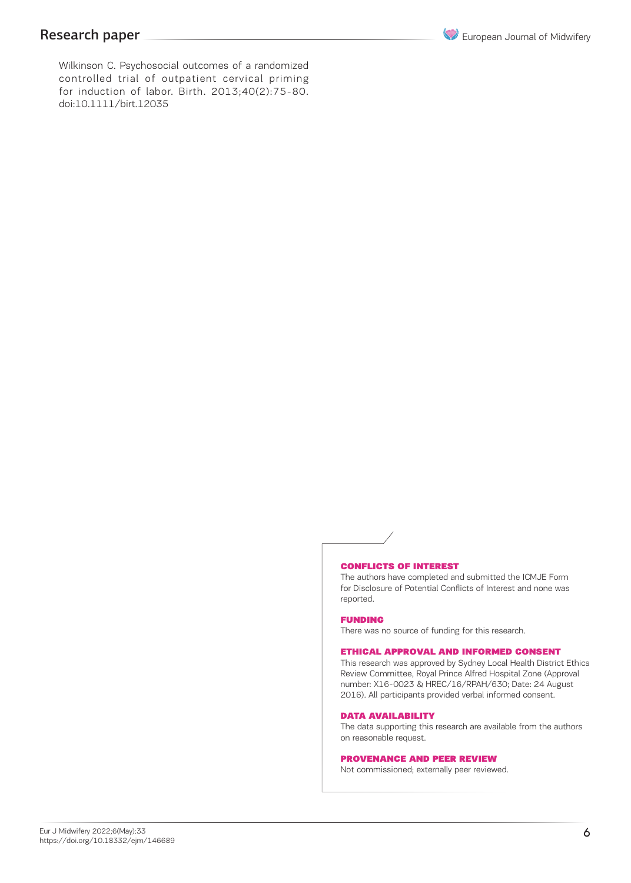Wilkinson C. Psychosocial outcomes of a randomized controlled trial of outpatient cervical priming for induction of labor. Birth. 2013;40(2):75-80. doi:10.1111/birt.12035

#### CONFLICTS OF INTEREST

The authors have completed and submitted the ICMJE Form for Disclosure of Potential Conflicts of Interest and none was reported.

#### FUNDING

There was no source of funding for this research.

#### ETHICAL APPROVAL AND INFORMED CONSENT

This research was approved by Sydney Local Health District Ethics Review Committee, Royal Prince Alfred Hospital Zone (Approval number: X16-0023 & HREC/16/RPAH/630; Date: 24 August 2016). All participants provided verbal informed consent.

#### DATA AVAILABILITY

The data supporting this research are available from the authors on reasonable request.

#### PROVENANCE AND PEER REVIEW

Not commissioned; externally peer reviewed.